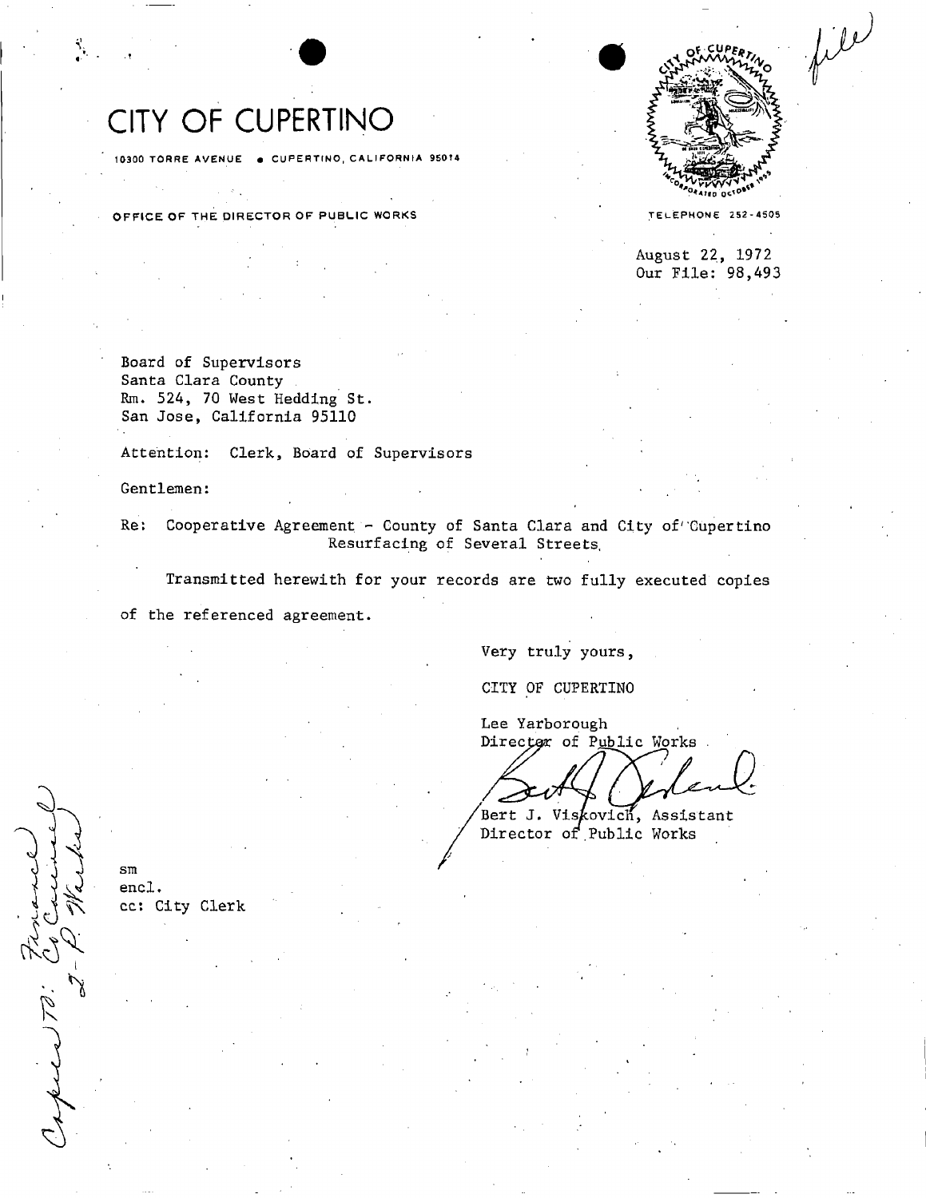# CITY OF CUPERTINO

10300 TORRE AVENUE • CUPERTINO, CALIFORNIA 95014

OFFICE OF THE DIRECTOR OF PUBLIC WORKS

TELEPHONE 252-4505

file

August 22, 1972
Our File: 98,493

Board of Supervisors
Santa Clara County
Rm. 524, 70 West Hedding St.
San Jose, California 95110

Attention: Clerk, Board of Supervisors

Gentlemen:

Re: Cooperative Agreement - County of Santa Clara and City of Cupertino
Resurfacing of Several Streets

Transmitted herewith for your records are two fully executed copies of the referenced agreement.

Very truly yours,

CITY OF CUPERTINO

Lee Yarborough
Director of Public Works

Bert J. Viskovich, Assistant
Director of Public Works

sm
encl.
cc: City Clerk

Copies To: Finance, Co Council, 2-P. Works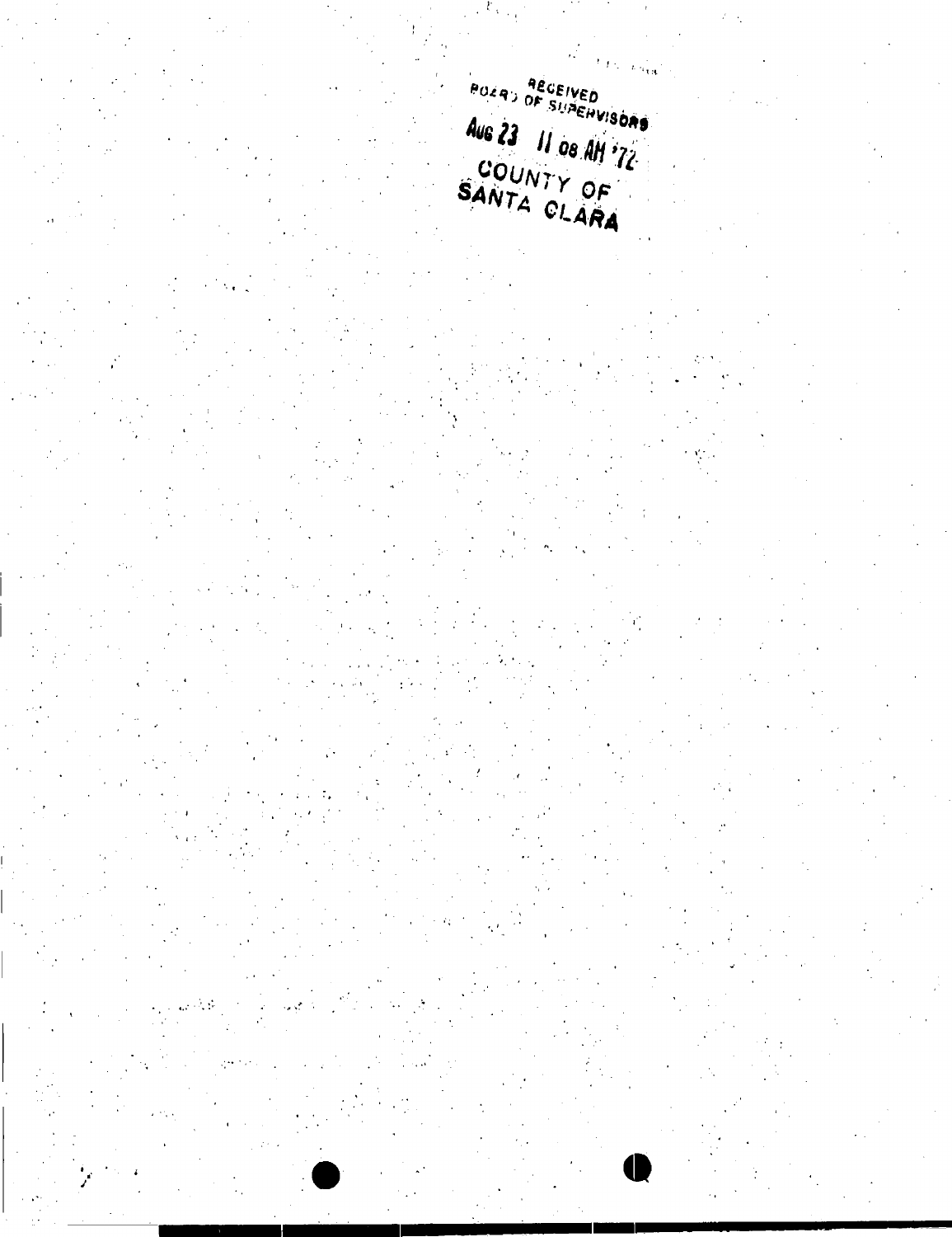RECEIVED
BOARD OF SUPERVISORS

AUG 23 11 08 AM '72

COUNTY OF
SANTA CLARA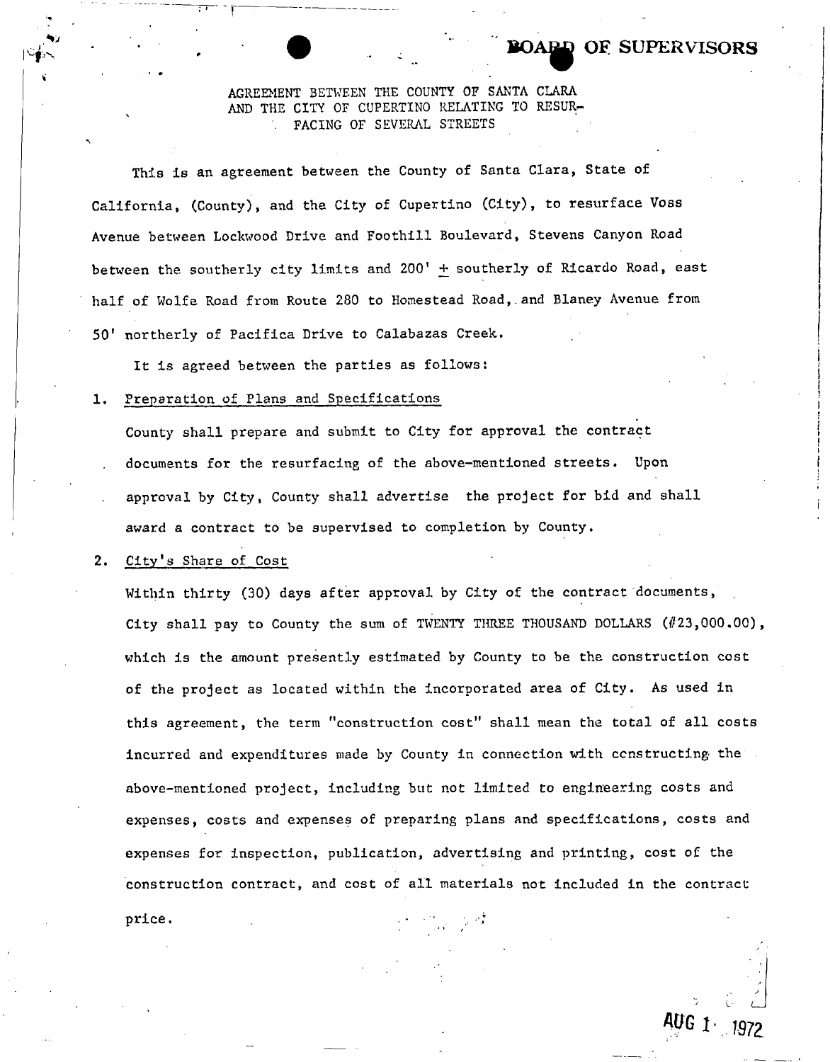BOARD OF SUPERVISORS

AGREEMENT BETWEEN THE COUNTY OF SANTA CLARA AND THE CITY OF CUPERTINO RELATING TO RESURFACING OF SEVERAL STREETS

This is an agreement between the County of Santa Clara, State of California, (County), and the City of Cupertino (City), to resurface Voss Avenue between Lockwood Drive and Foothill Boulevard, Stevens Canyon Road between the southerly city limits and 200' ± southerly of Ricardo Road, east half of Wolfe Road from Route 280 to Homestead Road, and Blaney Avenue from 50' northerly of Pacifica Drive to Calabazas Creek.

It is agreed between the parties as follows:

1. Preparation of Plans and Specifications

   County shall prepare and submit to City for approval the contract documents for the resurfacing of the above-mentioned streets. Upon approval by City, County shall advertise the project for bid and shall award a contract to be supervised to completion by County.

2. City's Share of Cost

   Within thirty (30) days after approval by City of the contract documents, City shall pay to County the sum of TWENTY THREE THOUSAND DOLLARS ($23,000.00), which is the amount presently estimated by County to be the construction cost of the project as located within the incorporated area of City. As used in this agreement, the term "construction cost" shall mean the total of all costs incurred and expenditures made by County in connection with constructing the above-mentioned project, including but not limited to engineering costs and expenses, costs and expenses of preparing plans and specifications, costs and expenses for inspection, publication, advertising and printing, cost of the construction contract, and cost of all materials not included in the contract price.

AUG 1 1972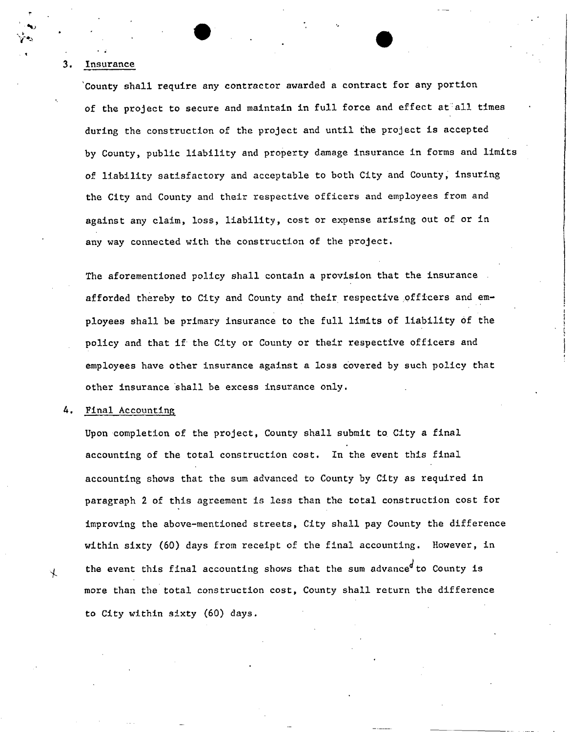3. Insurance

County shall require any contractor awarded a contract for any portion of the project to secure and maintain in full force and effect at all times during the construction of the project and until the project is accepted by County, public liability and property damage insurance in forms and limits of liability satisfactory and acceptable to both City and County, insuring the City and County and their respective officers and employees from and against any claim, loss, liability, cost or expense arising out of or in any way connected with the construction of the project.

The aforementioned policy shall contain a provision that the insurance afforded thereby to City and County and their respective officers and employees shall be primary insurance to the full limits of liability of the policy and that if the City or County or their respective officers and employees have other insurance against a loss covered by such policy that other insurance shall be excess insurance only.

4. Final Accounting

Upon completion of the project, County shall submit to City a final accounting of the total construction cost. In the event this final accounting shows that the sum advanced to County by City as required in paragraph 2 of this agreement is less than the total construction cost for improving the above-mentioned streets, City shall pay County the difference within sixty (60) days from receipt of the final accounting. However, in the event this final accounting shows that the sum advanced to County is more than the total construction cost, County shall return the difference to City within sixty (60) days.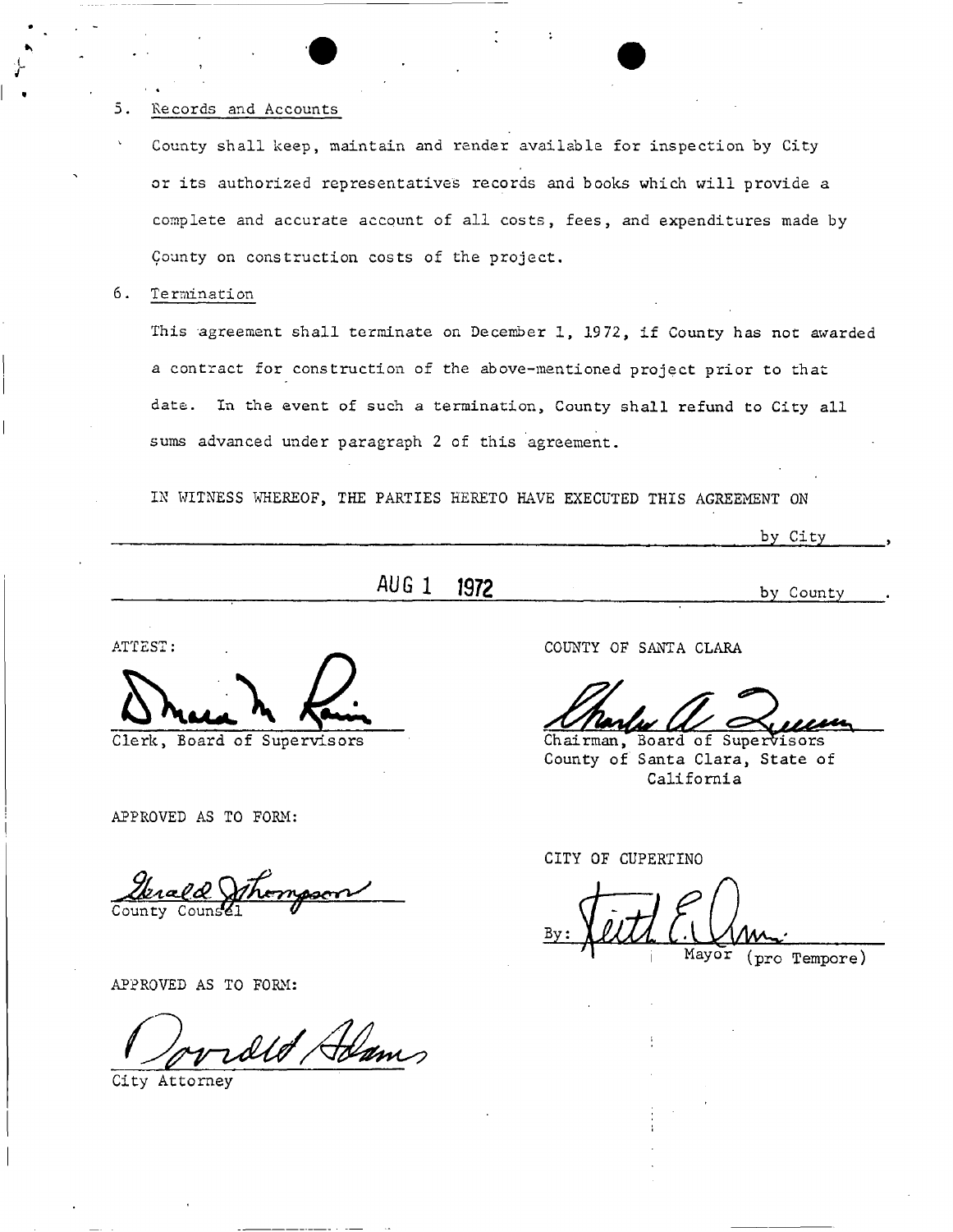5. <u>Records and Accounts</u>

   County shall keep, maintain and render available for inspection by City or its authorized representatives records and books which will provide a complete and accurate account of all costs, fees, and expenditures made by County on construction costs of the project.

6. <u>Termination</u>

   This agreement shall terminate on December 1, 1972, if County has not awarded a contract for construction of the above-mentioned project prior to that date. In the event of such a termination, County shall refund to City all sums advanced under paragraph 2 of this agreement.

IN WITNESS WHEREOF, THE PARTIES HERETO HAVE EXECUTED THIS AGREEMENT ON

_______________________________________________ by City,

AUG 1 1972 _______________________________________________ by County.

ATTEST:

[signature]

Clerk, Board of Supervisors

COUNTY OF SANTA CLARA

[signature]

Chairman, Board of Supervisors
County of Santa Clara, State of California

APPROVED AS TO FORM:

[signature: Gerald Thompson]

County Counsel

CITY OF CUPERTINO

By: [signature]

Mayor (pro Tempore)

APPROVED AS TO FORM:

[signature: Donald Adams]

City Attorney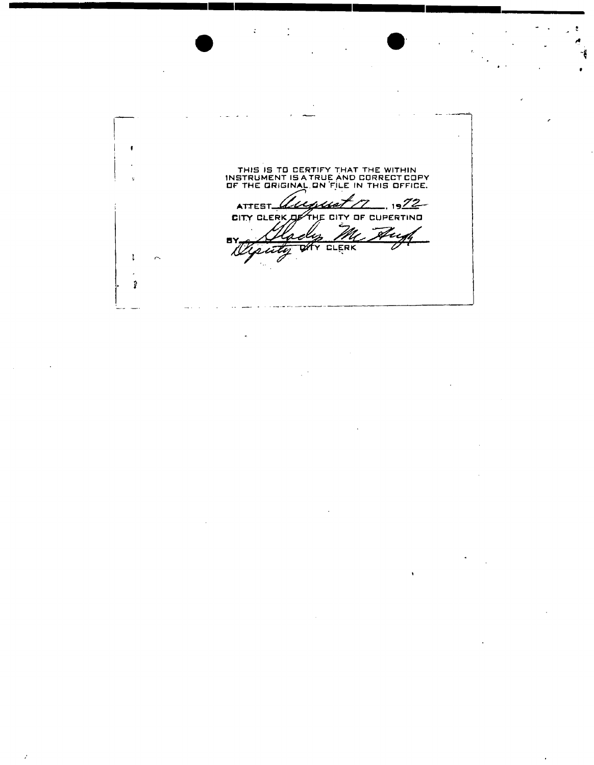THIS IS TO CERTIFY THAT THE WITHIN INSTRUMENT IS A TRUE AND CORRECT COPY OF THE ORIGINAL ON FILE IN THIS OFFICE.

ATTEST *August 17*, 19*72*

CITY CLERK OF THE CITY OF CUPERTINO

BY *Gladys McHugh*

*Deputy* CITY CLERK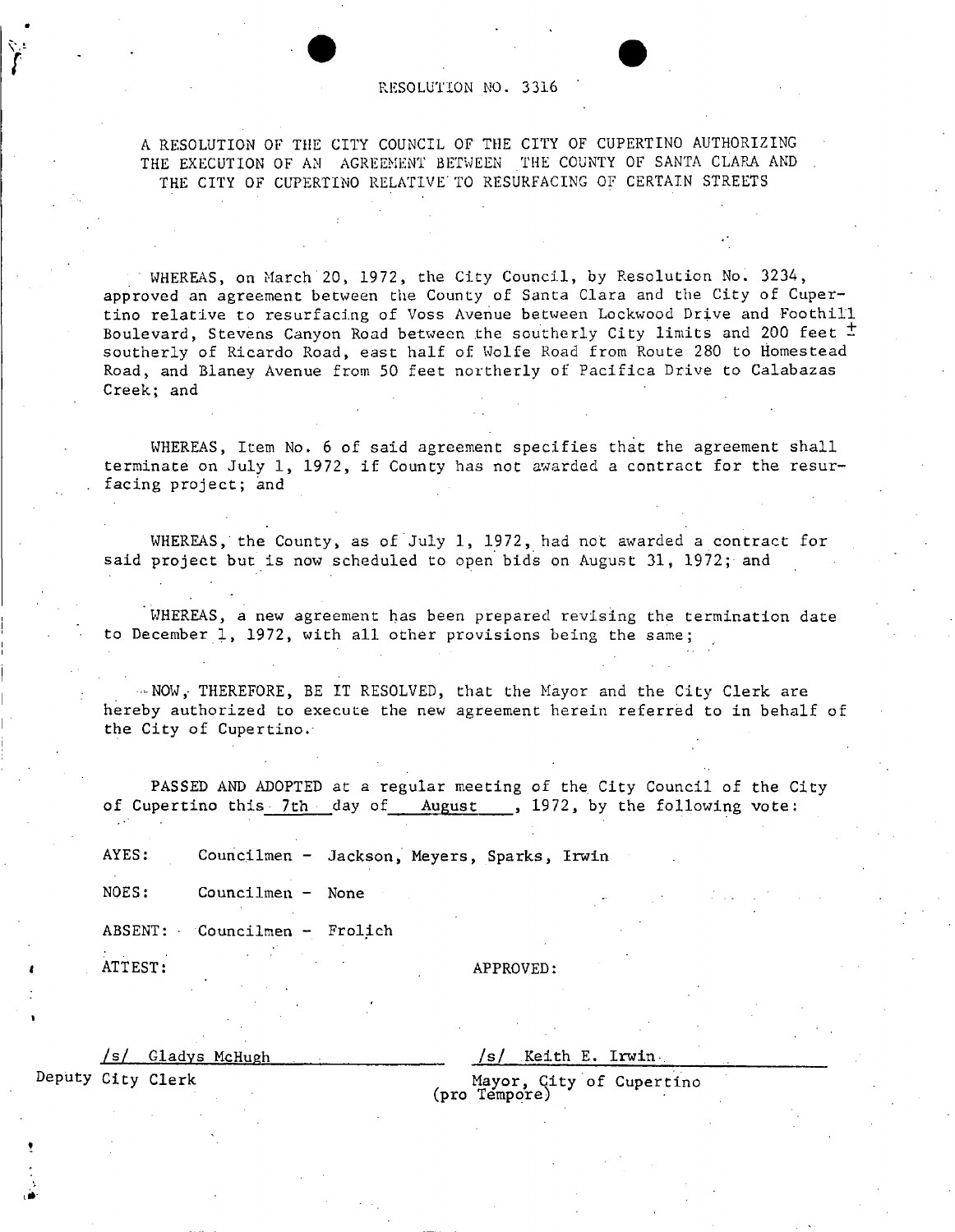# RESOLUTION NO. 3316

A RESOLUTION OF THE CITY COUNCIL OF THE CITY OF CUPERTINO AUTHORIZING THE EXECUTION OF AN AGREEMENT BETWEEN THE COUNTY OF SANTA CLARA AND THE CITY OF CUPERTINO RELATIVE TO RESURFACING OF CERTAIN STREETS

WHEREAS, on March 20, 1972, the City Council, by Resolution No. 3234, approved an agreement between the County of Santa Clara and the City of Cupertino relative to resurfacing of Voss Avenue between Lockwood Drive and Foothill Boulevard, Stevens Canyon Road between the southerly City limits and 200 feet ± southerly of Ricardo Road, east half of Wolfe Road from Route 280 to Homestead Road, and Blaney Avenue from 50 feet northerly of Pacifica Drive to Calabazas Creek; and

WHEREAS, Item No. 6 of said agreement specifies that the agreement shall terminate on July 1, 1972, if County has not awarded a contract for the resurfacing project; and

WHEREAS, the County, as of July 1, 1972, had not awarded a contract for said project but is now scheduled to open bids on August 31, 1972; and

WHEREAS, a new agreement has been prepared revising the termination date to December 1, 1972, with all other provisions being the same;

NOW, THEREFORE, BE IT RESOLVED, that the Mayor and the City Clerk are hereby authorized to execute the new agreement herein referred to in behalf of the City of Cupertino.

PASSED AND ADOPTED at a regular meeting of the City Council of the City of Cupertino this 7th day of August, 1972, by the following vote:

AYES: Councilmen - Jackson, Meyers, Sparks, Irwin

NOES: Councilmen - None

ABSENT: Councilmen - Frolich

ATTEST:

/s/ Gladys McHugh
Deputy City Clerk

APPROVED:

/s/ Keith E. Irwin
Mayor, City of Cupertino
(pro Tempore)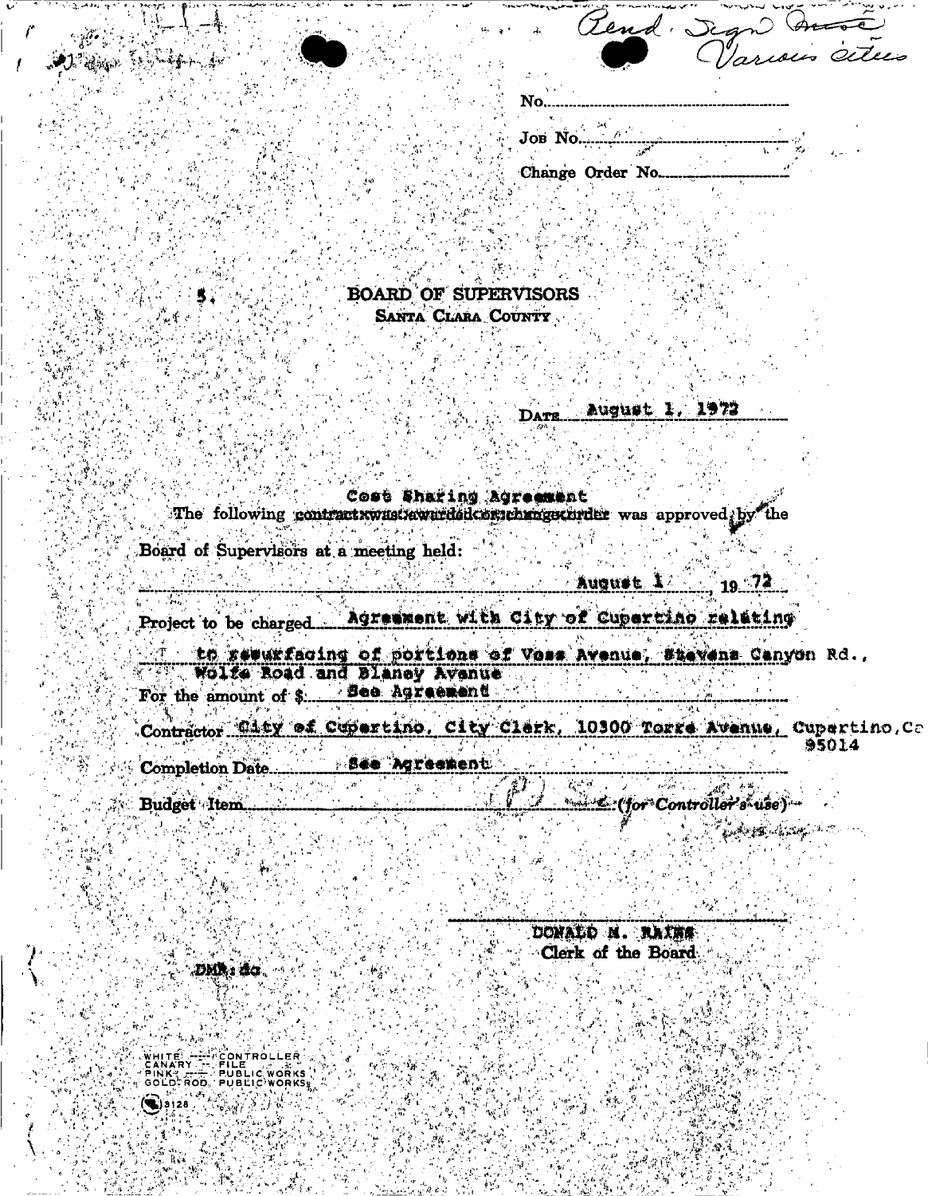Rend. Sign Inst. Various cities

No.

Job No.

Change Order No.

5.

# BOARD OF SUPERVISORS
## SANTA CLARA COUNTY

DATE August 1, 1972

Cost Sharing Agreement

The following ~~contract was awarded or change order~~ was approved by the Board of Supervisors at a meeting held:

August 1, 19 72

Project to be charged Agreement with City of Cupertino relating to resurfacing of portions of Voss Avenue, Stevens Canyon Rd., Wolfe Road and Blaney Avenue

For the amount of $ See Agreement

Contractor City of Cupertino, City Clerk, 10300 Torre Avenue, Cupertino, Ca 95014

Completion Date See Agreement

Budget Item (for Controller's use)

DONALD M. RAINS
Clerk of the Board

DMR: da

WHITE — CONTROLLER
CANARY — FILE
PINK — PUBLIC WORKS
GOLDENROD — PUBLIC WORKS

9128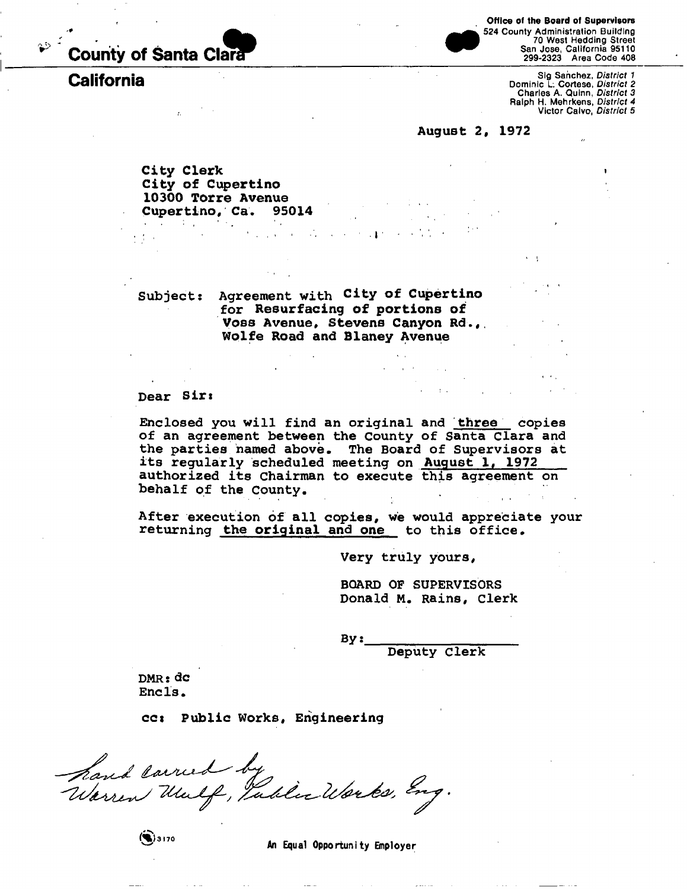**County of Santa Clara**

**California**

**Office of the Board of Supervisors**
524 County Administration Building
70 West Hedding Street
San Jose, California 95110
299-2323 Area Code 408

Sig Sanchez, *District 1*
Dominic L. Cortese, *District 2*
Charles A. Quinn, *District 3*
Ralph H. Mehrkens, *District 4*
Victor Calvo, *District 5*

August 2, 1972

City Clerk
City of Cupertino
10300 Torre Avenue
Cupertino, Ca. 95014

Subject: Agreement with City of Cupertino for Resurfacing of portions of Voss Avenue, Stevens Canyon Rd., Wolfe Road and Blaney Avenue

Dear Sir:

Enclosed you will find an original and three copies of an agreement between the County of Santa Clara and the parties named above. The Board of Supervisors at its regularly scheduled meeting on August 1, 1972 authorized its Chairman to execute this agreement on behalf of the County.

After execution of all copies, we would appreciate your returning the original and one to this office.

Very truly yours,

BOARD OF SUPERVISORS
Donald M. Rains, Clerk

By: \_\_\_\_\_\_\_\_\_\_\_\_\_\_\_\_
Deputy Clerk

DMR: dc
Encls.

cc: Public Works, Engineering

*Hand carried by Warren Wulf, Public Works, Eng.*

3170

An Equal Opportunity Employer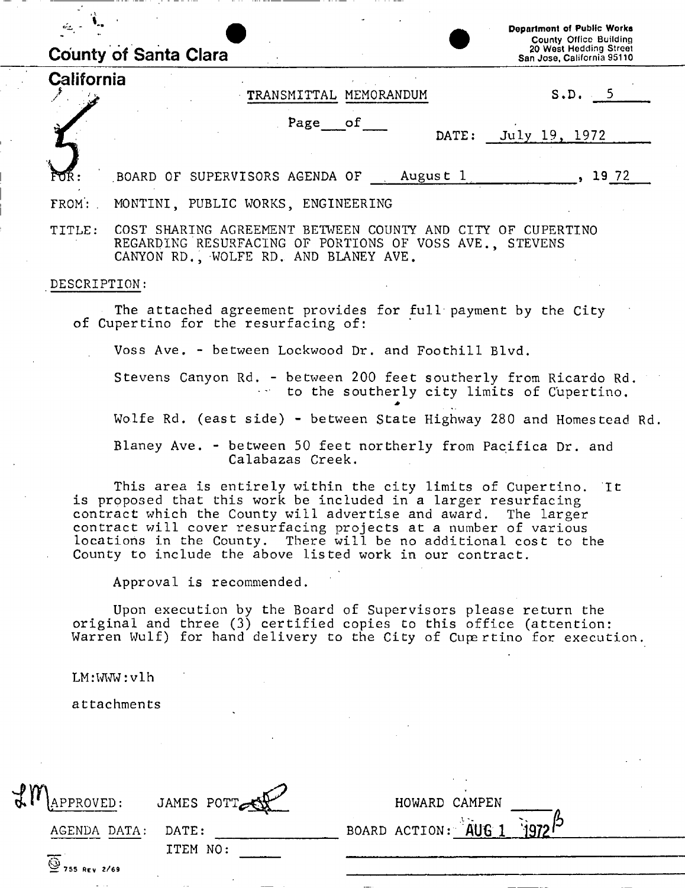**County of Santa Clara**

**California**

Department of Public Works
County Office Building
20 West Hedding Street
San Jose, California 95110

TRANSMITTAL MEMORANDUM

S.D. 5

Page ___ of ___

DATE: July 19, 1972

FOR: BOARD OF SUPERVISORS AGENDA OF August 1, 1972

FROM: MONTINI, PUBLIC WORKS, ENGINEERING

TITLE: COST SHARING AGREEMENT BETWEEN COUNTY AND CITY OF CUPERTINO REGARDING RESURFACING OF PORTIONS OF VOSS AVE., STEVENS CANYON RD., WOLFE RD. AND BLANEY AVE.

DESCRIPTION:

The attached agreement provides for full payment by the City of Cupertino for the resurfacing of:

Voss Ave. - between Lockwood Dr. and Foothill Blvd.

Stevens Canyon Rd. - between 200 feet southerly from Ricardo Rd. to the southerly city limits of Cupertino.

Wolfe Rd. (east side) - between State Highway 280 and Homestead Rd.

Blaney Ave. - between 50 feet northerly from Pacifica Dr. and Calabazas Creek.

This area is entirely within the city limits of Cupertino. It is proposed that this work be included in a larger resurfacing contract which the County will advertise and award. The larger contract will cover resurfacing projects at a number of various locations in the County. There will be no additional cost to the County to include the above listed work in our contract.

Approval is recommended.

Upon execution by the Board of Supervisors please return the original and three (3) certified copies to this office (attention: Warren Wulf) for hand delivery to the City of Cupertino for execution.

LM:WWW:vlh

attachments

APPROVED: JAMES POTT

HOWARD CAMPEN

AGENDA DATA: DATE: ___ ITEM NO: ___

BOARD ACTION: AUG 1 1972

755 REV 2/69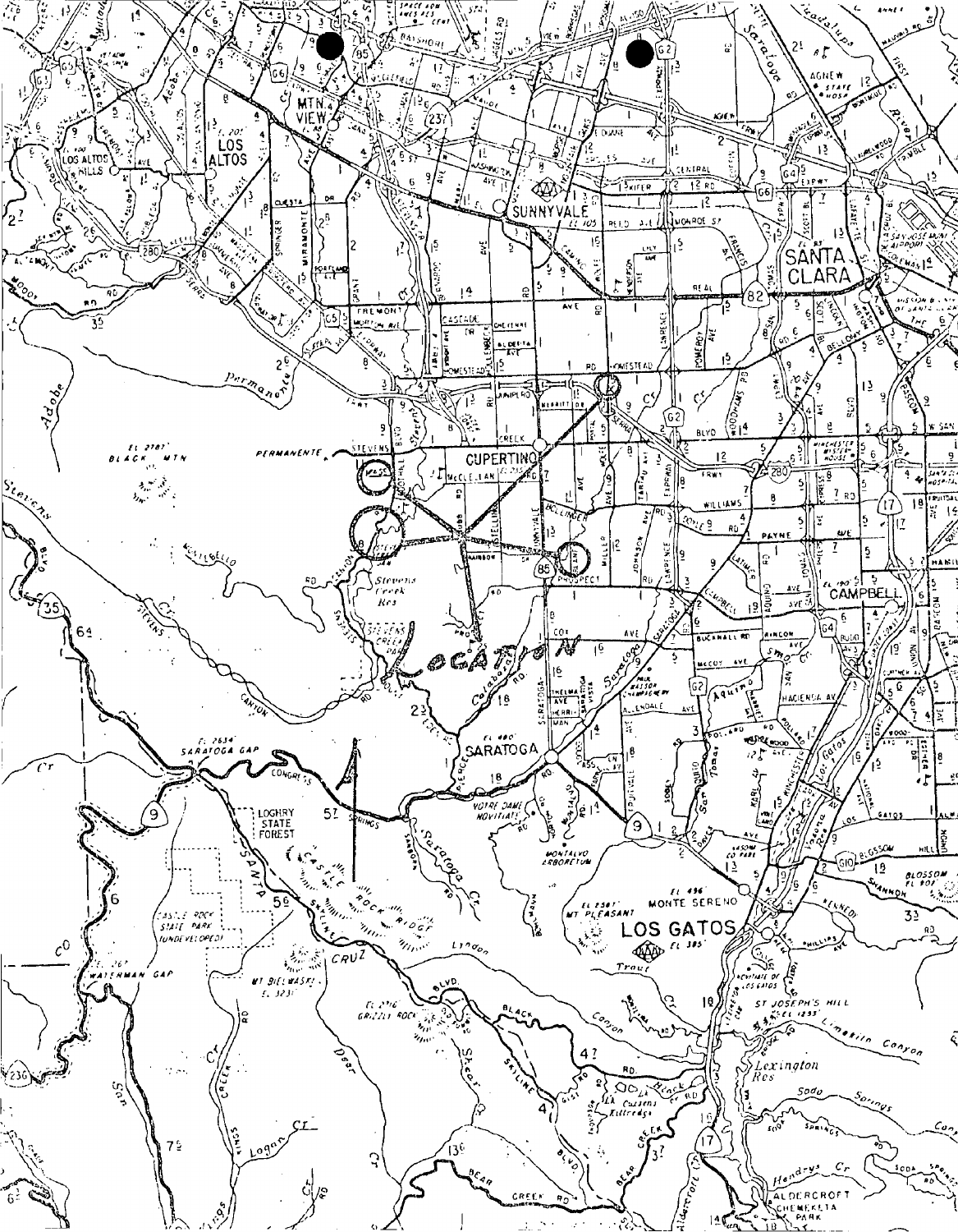MTN. VIEW

LOS ALTOS

LOS ALTOS HILLS

SUNNYVALE

SANTA CLARA

CUPERTINO

LOCATION

SARATOGA

CAMPBELL

MONTE SERENO

LOS GATOS

EL 2787' BLACK MTN

EL 2634' SARATOGA GAP

LOGHRY STATE FOREST

CASTLE ROCK STATE PARK (UNDEVELOPED)

CASTLE ROCK RIDGE

EL 2671' WATERMAN GAP

MT BIELAWSKI EL 3231'

EL 2716' GRIZZLY ROCK

EL 2507' MT PLEASANT

EL 496'

EL 385'

EL 480'

NOTRE DAME NOVITIATE

MONTALVO ARBORETUM

ST JOSEPH'S HILL EL 1253'

Lexington Res

ALDERCROFT

CHEMEKETA PARK

Stevens Creek Res

Stevens Creek Park

SKYLINE

SANTA CRUZ

Permanente

PERMANENTE

Adobe

Saratoga

Calabazas

Los Gatos

Guadalupe River

Lyndon

Black Canyon

Limekiln Canyon

Trout Cr

Hendrys Cr

Soda Springs

Logan Cr

Bear Creek Rd

Congress Springs

Stevens Canyon

Bayshore

Central Expwy

Homestead

Fremont

El Camino Real

Prospect

Bollinger

Williams

Payne

Campbell Ave

Cox Ave

Blossom Hill

Shannon

Kennedy

Pollard

Santa Clara Skyline Blvd

Hacienda Av

Quito

Saratoga Sunnyvale

Wolfe

Lawrence

Winchester

San Jose Municipal Airport

Agnew